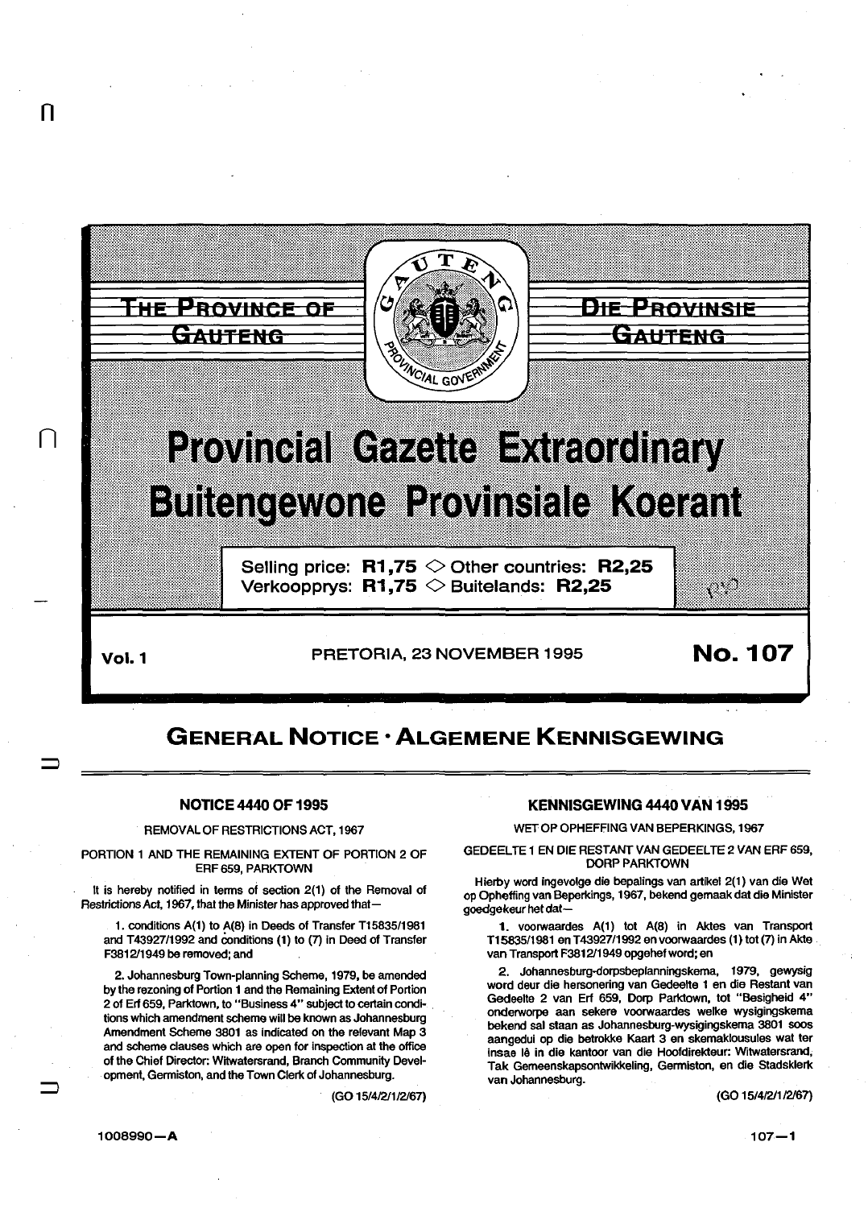# THE PROVINCE OF GAUTENG

# DIE PROVINSIE GAUTENG

# Provincial Gazette Extraordinary
# Buitengewone Provinsiale Koerant

Selling price: **R1,75** ◇ Other countries: **R2,25**
Verkoopprys: **R1,75** ◇ Buitelands: **R2,25**

**Vol. 1** PRETORIA, 23 NOVEMBER 1995 **No. 107**

## GENERAL NOTICE · ALGEMENE KENNISGEWING

### NOTICE 4440 OF 1995

REMOVAL OF RESTRICTIONS ACT, 1967

PORTION 1 AND THE REMAINING EXTENT OF PORTION 2 OF ERF 659, PARKTOWN

It is hereby notified in terms of section 2(1) of the Removal of Restrictions Act, 1967, that the Minister has approved that—

1. conditions A(1) to A(8) in Deeds of Transfer T15835/1981 and T43927/1992 and conditions (1) to (7) in Deed of Transfer F3812/1949 be removed; and

2. Johannesburg Town-planning Scheme, 1979, be amended by the rezoning of Portion 1 and the Remaining Extent of Portion 2 of Erf 659, Parktown, to "Business 4" subject to certain conditions which amendment scheme will be known as Johannesburg Amendment Scheme 3801 as indicated on the relevant Map 3 and scheme clauses which are open for inspection at the office of the Chief Director: Witwatersrand, Branch Community Development, Germiston, and the Town Clerk of Johannesburg.

(GO 15/4/2/1/2/67)

### KENNISGEWING 4440 VAN 1995

WET OP OPHEFFING VAN BEPERKINGS, 1967

GEDEELTE 1 EN DIE RESTANT VAN GEDEELTE 2 VAN ERF 659, DORP PARKTOWN

Hierby word ingevolge die bepalings van artikel 2(1) van die Wet op Opheffing van Beperkings, 1967, bekend gemaak dat die Minister goedgekeur het dat—

1. voorwaardes A(1) tot A(8) in Aktes van Transport T15835/1981 en T43927/1992 en voorwaardes (1) tot (7) in Akte van Transport F3812/1949 opgehef word; en

2. Johannesburg-dorpsbeplanningskema, 1979, gewysig word deur die hersonering van Gedeelte 1 en die Restant van Gedeelte 2 van Erf 659, Dorp Parktown, tot "Besigheid 4" onderworpe aan sekere voorwaardes welke wysigingskema bekend sal staan as Johannesburg-wysigingskema 3801 soos aangedui op die betrokke Kaart 3 en skemaklousules wat ter insae lê in die kantoor van die Hoofdirekteur: Witwatersrand, Tak Gemeenskapsontwikkeling, Germiston, en die Stadsklerk van Johannesburg.

(GO 15/4/2/1/2/67)

1008990—A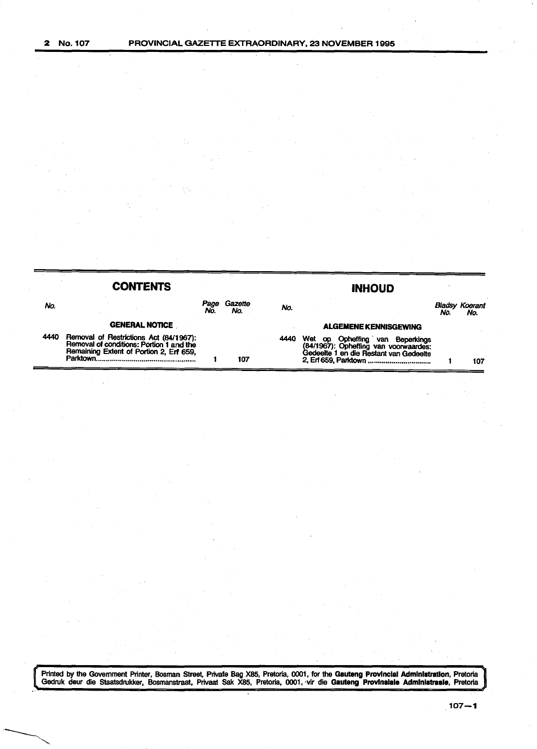## CONTENTS

| No. | | Page No. | Gazette No. |
|---|---|---|---|
| | **GENERAL NOTICE** | | |
| 4440 | Removal of Restrictions Act (84/1967): Removal of conditions: Portion 1 and the Remaining Extent of Portion 2, Erf 659, Parktown | 1 | 107 |

## INHOUD

| No. | | Bladsy No. | Koerant No. |
|---|---|---|---|
| | **ALGEMENE KENNISGEWING** | | |
| 4440 | Wet op Opheffing van Beperkings (84/1967): Opheffing van voorwaardes: Gedeelte 1 en die Restant van Gedeelte 2, Erf 659, Parktown | 1 | 107 |

Printed by the Government Printer, Bosman Street, Private Bag X85, Pretoria, 0001, for the **Gauteng Provincial Administration**, Pretoria
Gedruk deur die Staatsdrukker, Bosmanstraat, Privaat Sak X85, Pretoria, 0001, vir die **Gauteng Provinsiale Administrasie**, Pretoria

107—1